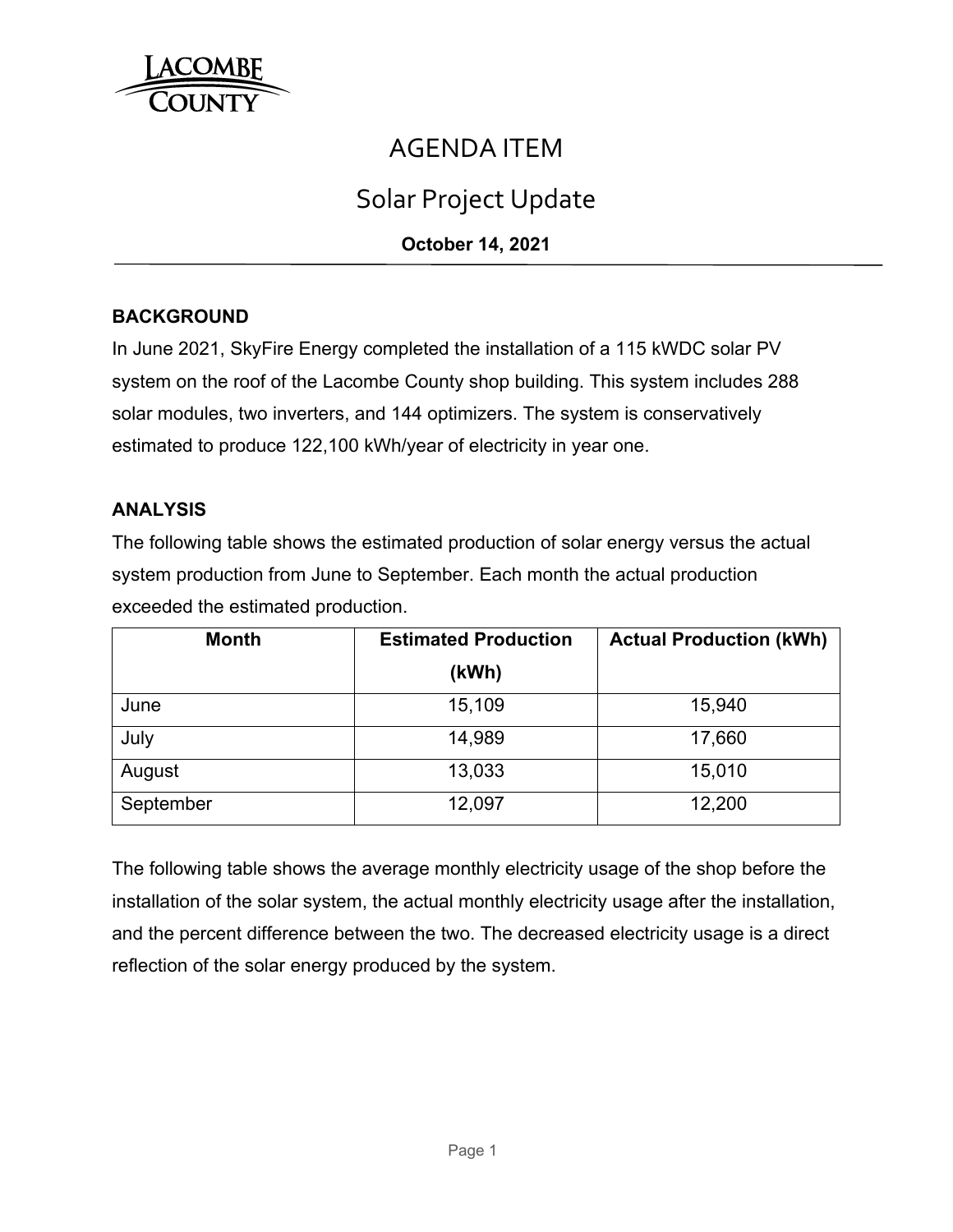LACOMBE COUNTY

# AGENDA ITEM

## Solar Project Update

**October 14, 2021**

### BACKGROUND

In June 2021, SkyFire Energy completed the installation of a 115 kWDC solar PV system on the roof of the Lacombe County shop building. This system includes 288 solar modules, two inverters, and 144 optimizers. The system is conservatively estimated to produce 122,100 kWh/year of electricity in year one.

### ANALYSIS

The following table shows the estimated production of solar energy versus the actual system production from June to September. Each month the actual production exceeded the estimated production.

| Month | Estimated Production (kWh) | Actual Production (kWh) |
|---|---|---|
| June | 15,109 | 15,940 |
| July | 14,989 | 17,660 |
| August | 13,033 | 15,010 |
| September | 12,097 | 12,200 |

The following table shows the average monthly electricity usage of the shop before the installation of the solar system, the actual monthly electricity usage after the installation, and the percent difference between the two. The decreased electricity usage is a direct reflection of the solar energy produced by the system.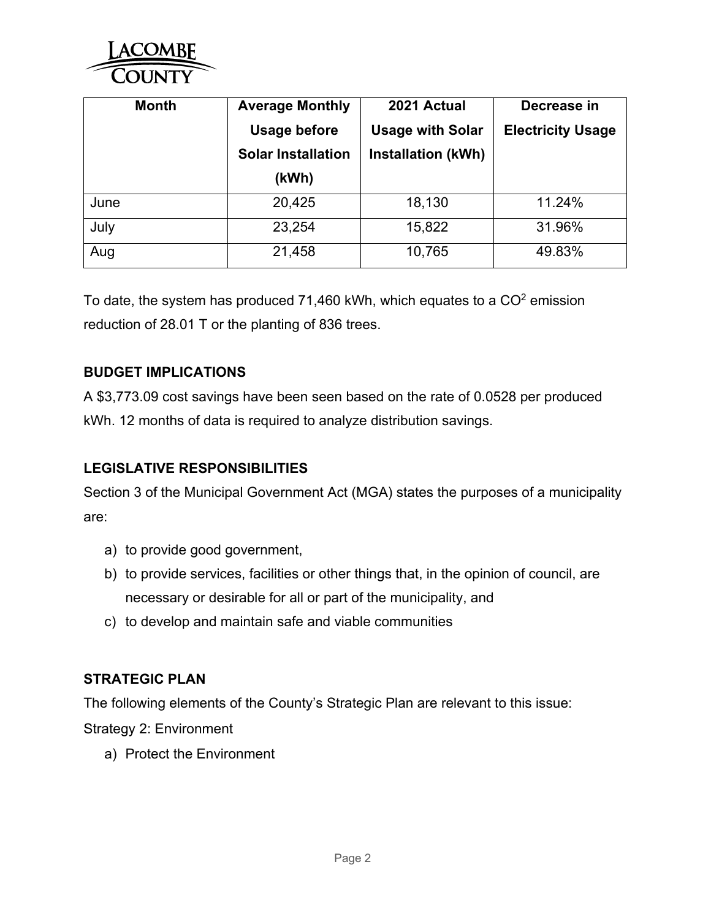| Month | Average Monthly Usage before Solar Installation (kWh) | 2021 Actual Usage with Solar Installation (kWh) | Decrease in Electricity Usage |
|---|---|---|---|
| June | 20,425 | 18,130 | 11.24% |
| July | 23,254 | 15,822 | 31.96% |
| Aug | 21,458 | 10,765 | 49.83% |

To date, the system has produced 71,460 kWh, which equates to a $CO^2$ emission reduction of 28.01 T or the planting of 836 trees.

**BUDGET IMPLICATIONS**

A $3,773.09 cost savings have been seen based on the rate of 0.0528 per produced kWh. 12 months of data is required to analyze distribution savings.

**LEGISLATIVE RESPONSIBILITIES**

Section 3 of the Municipal Government Act (MGA) states the purposes of a municipality are:

a) to provide good government,
b) to provide services, facilities or other things that, in the opinion of council, are necessary or desirable for all or part of the municipality, and
c) to develop and maintain safe and viable communities

**STRATEGIC PLAN**

The following elements of the County's Strategic Plan are relevant to this issue:

Strategy 2: Environment

a) Protect the Environment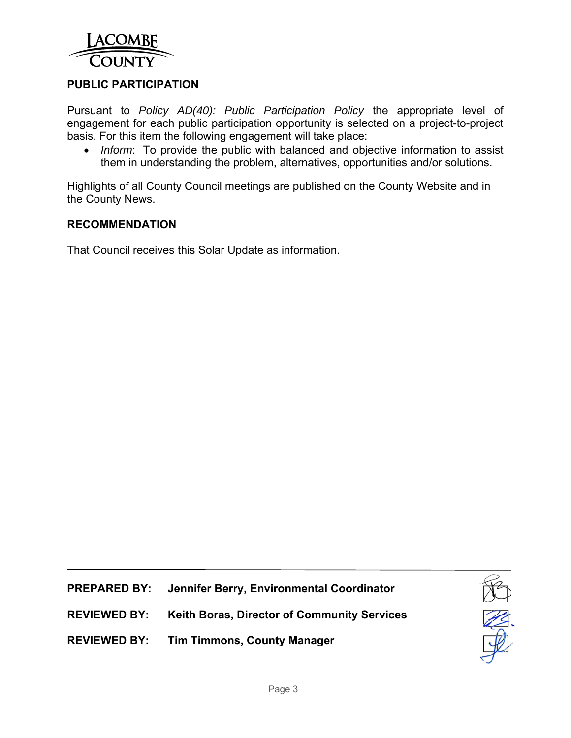LACOMBE COUNTY

## PUBLIC PARTICIPATION

Pursuant to *Policy AD(40): Public Participation Policy* the appropriate level of engagement for each public participation opportunity is selected on a project-to-project basis. For this item the following engagement will take place:

- *Inform*: To provide the public with balanced and objective information to assist them in understanding the problem, alternatives, opportunities and/or solutions.

Highlights of all County Council meetings are published on the County Website and in the County News.

## RECOMMENDATION

That Council receives this Solar Update as information.

---

**PREPARED BY:** **Jennifer Berry, Environmental Coordinator**

**REVIEWED BY:** **Keith Boras, Director of Community Services**

**REVIEWED BY:** **Tim Timmons, County Manager**